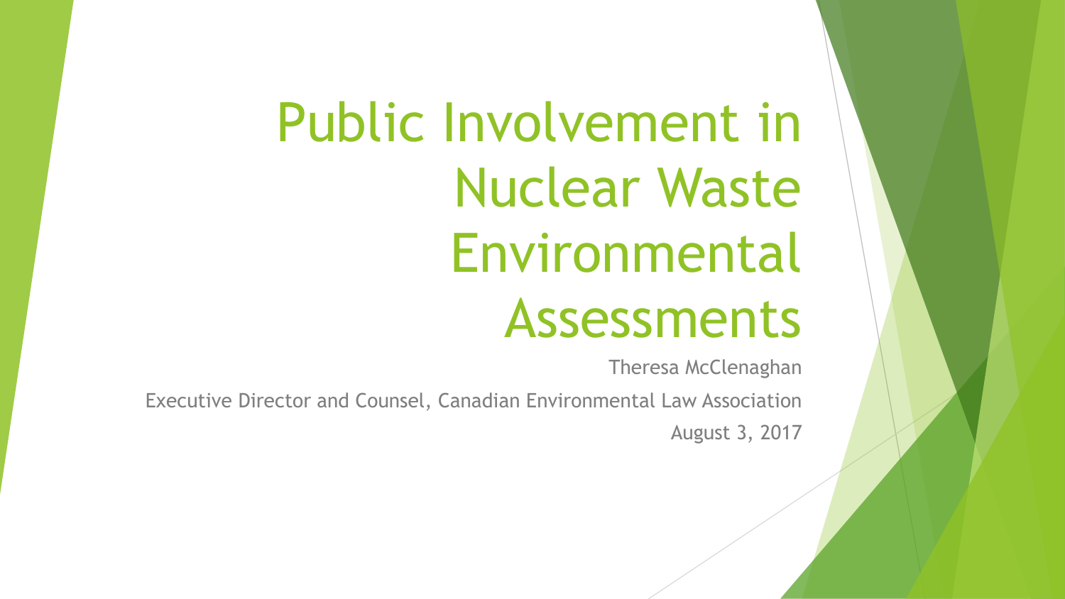# Public Involvement in Nuclear Waste Environmental Assessments

Theresa McClenaghan

Executive Director and Counsel, Canadian Environmental Law Association

August 3, 2017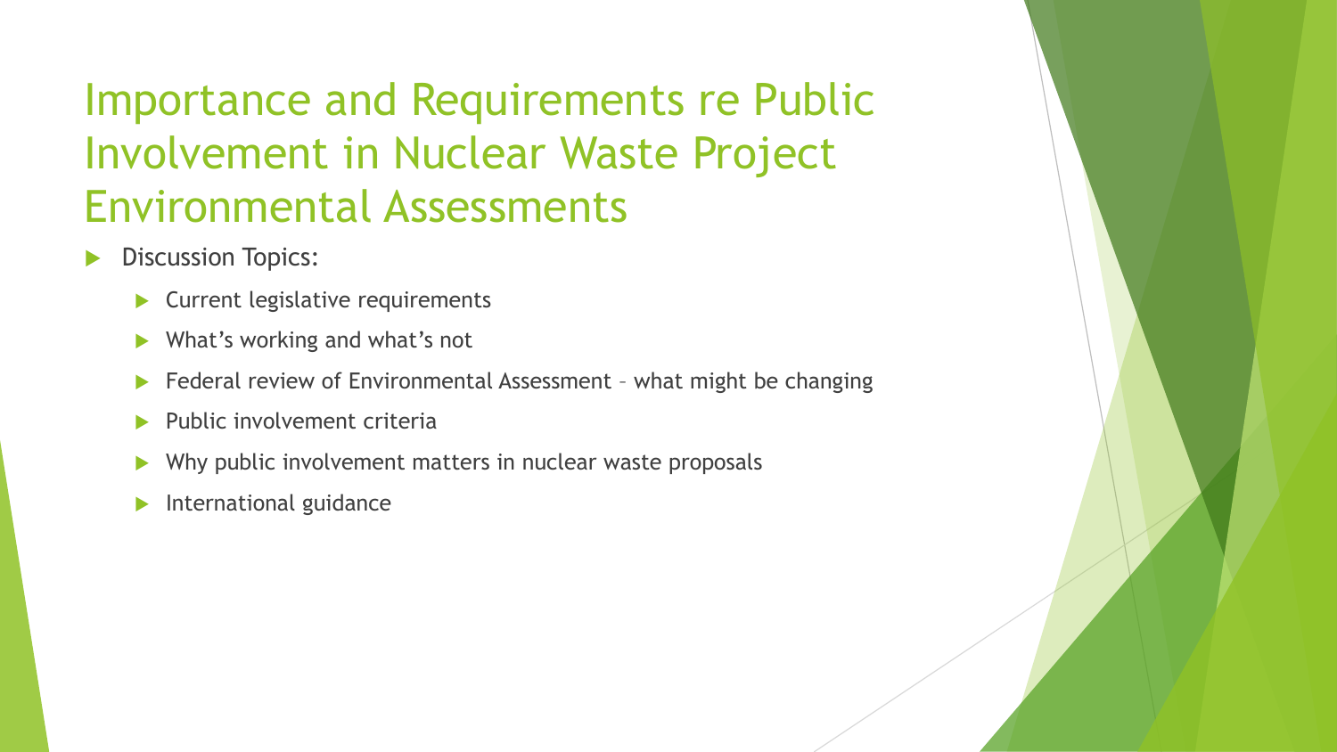# Importance and Requirements re Public Involvement in Nuclear Waste Project Environmental Assessments

- Discussion Topics:
  - Current legislative requirements
  - What's working and what's not
  - Federal review of Environmental Assessment – what might be changing
  - Public involvement criteria
  - Why public involvement matters in nuclear waste proposals
  - International guidance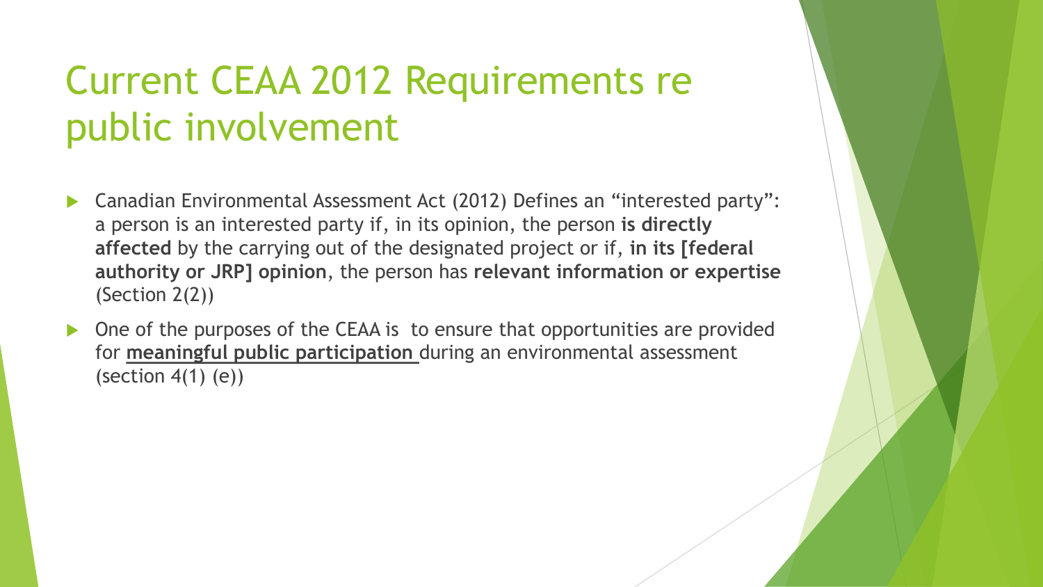# Current CEAA 2012 Requirements re public involvement

- Canadian Environmental Assessment Act (2012) Defines an “interested party”: a person is an interested party if, in its opinion, the person **is directly affected** by the carrying out of the designated project or if, **in its [federal authority or JRP] opinion**, the person has **relevant information or expertise** (Section 2(2))
- One of the purposes of the CEAA is to ensure that opportunities are provided for **<u>meaningful public participation</u>** during an environmental assessment (section 4(1) (e))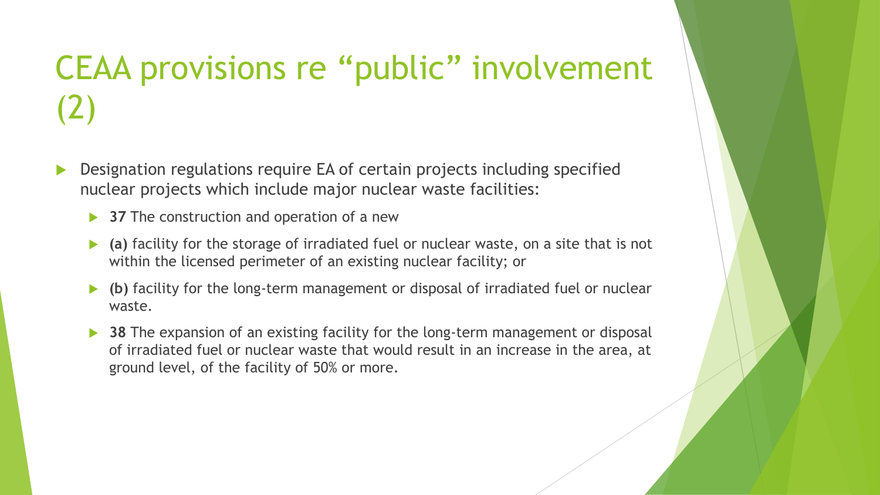# CEAA provisions re “public” involvement (2)

- Designation regulations require EA of certain projects including specified nuclear projects which include major nuclear waste facilities:
  - **37** The construction and operation of a new
  - **(a)** facility for the storage of irradiated fuel or nuclear waste, on a site that is not within the licensed perimeter of an existing nuclear facility; or
  - **(b)** facility for the long-term management or disposal of irradiated fuel or nuclear waste.
  - **38** The expansion of an existing facility for the long-term management or disposal of irradiated fuel or nuclear waste that would result in an increase in the area, at ground level, of the facility of 50% or more.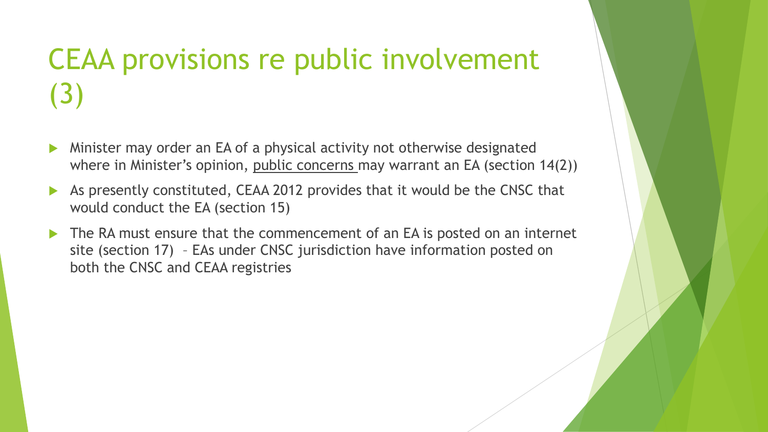# CEAA provisions re public involvement (3)

- Minister may order an EA of a physical activity not otherwise designated where in Minister's opinion, <u>public concerns</u> may warrant an EA (section 14(2))
- As presently constituted, CEAA 2012 provides that it would be the CNSC that would conduct the EA (section 15)
- The RA must ensure that the commencement of an EA is posted on an internet site (section 17) – EAs under CNSC jurisdiction have information posted on both the CNSC and CEAA registries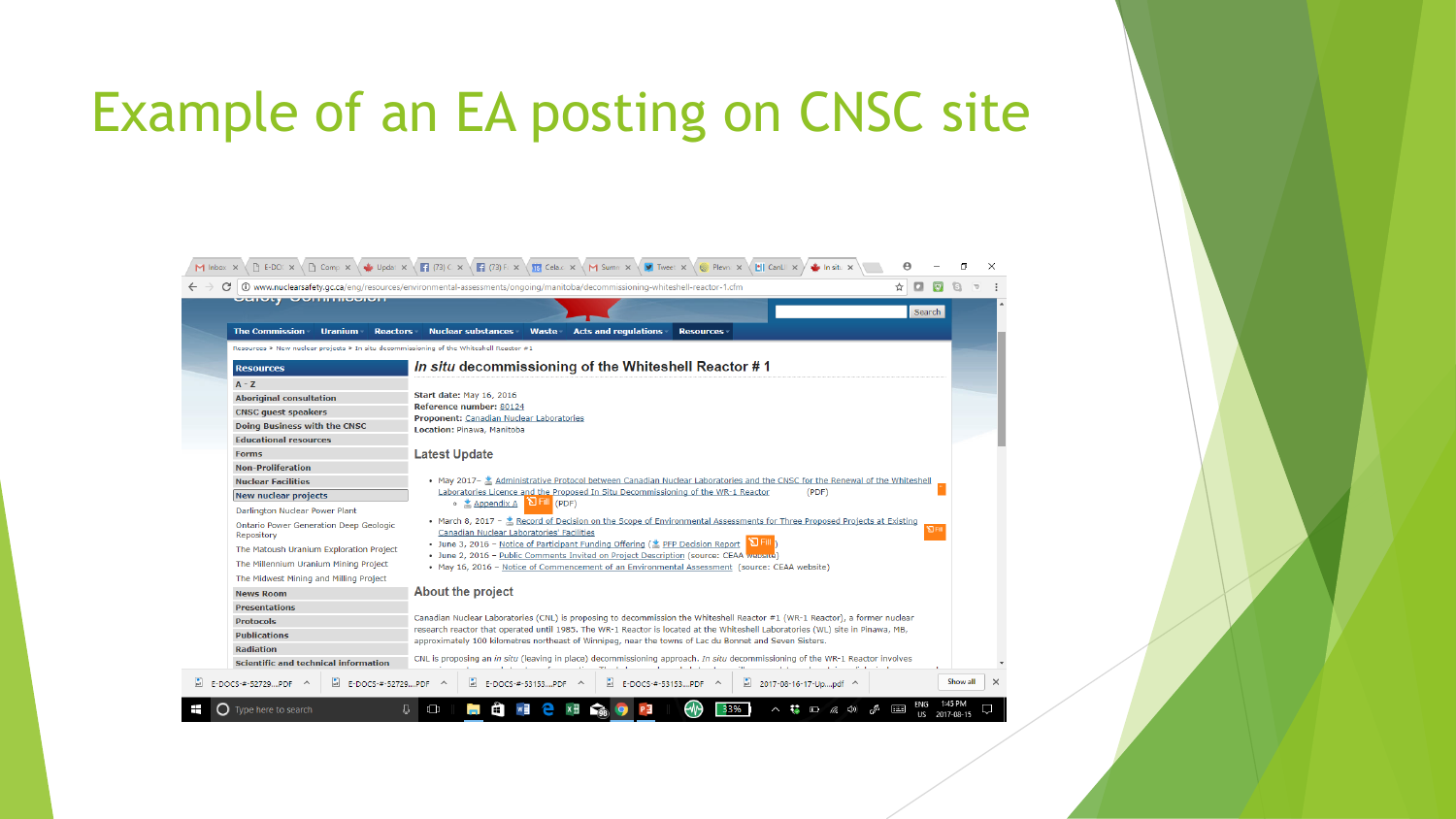# Example of an EA posting on CNSC site

www.nuclearsafety.gc.ca/eng/resources/environmental-assessments/ongoing/manitoba/decommissioning-whiteshell-reactor-1.cfm

The Commission | Uranium | Reactors | Nuclear substances | Waste | Acts and regulations | Resources

Resources > New nuclear projects > In situ decommissioning of the Whiteshell Reactor #1

**Resources**

- A - Z
- Aboriginal consultation
- CNSC guest speakers
- Doing Business with the CNSC
- Educational resources
- Forms
- Non-Proliferation
- Nuclear Facilities
- New nuclear projects
  - Darlington Nuclear Power Plant
  - Ontario Power Generation Deep Geologic Repository
  - The Matoush Uranium Exploration Project
  - The Millennium Uranium Mining Project
  - The Midwest Mining and Milling Project
- News Room
- Presentations
- Protocols
- Publications
- Radiation
- Scientific and technical information

## *In situ* decommissioning of the Whiteshell Reactor # 1

**Start date:** May 16, 2016
**Reference number:** 80124
**Proponent:** Canadian Nuclear Laboratories
**Location:** Pinawa, Manitoba

### Latest Update

- May 2017 – Administrative Protocol between Canadian Nuclear Laboratories and the CNSC for the Renewal of the Whiteshell Laboratories Licence and the Proposed In Situ Decommissioning of the WR-1 Reactor (PDF)
  - Appendix A (PDF)
- March 8, 2017 – Record of Decision on the Scope of Environmental Assessments for Three Proposed Projects at Existing Canadian Nuclear Laboratories' Facilities
- June 3, 2016 – Notice of Participant Funding Offering ( PFP Decision Report )
- June 2, 2016 – Public Comments Invited on Project Description (source: CEAA website)
- May 16, 2016 – Notice of Commencement of an Environmental Assessment (source: CEAA website)

### About the project

Canadian Nuclear Laboratories (CNL) is proposing to decommission the Whiteshell Reactor #1 (WR-1 Reactor), a former nuclear research reactor that operated until 1985. The WR-1 Reactor is located at the Whiteshell Laboratories (WL) site in Pinawa, MB, approximately 100 kilometres northeast of Winnipeg, near the towns of Lac du Bonnet and Seven Sisters.

CNL is proposing an *in situ* (leaving in place) decommissioning approach. *In situ* decommissioning of the WR-1 Reactor involves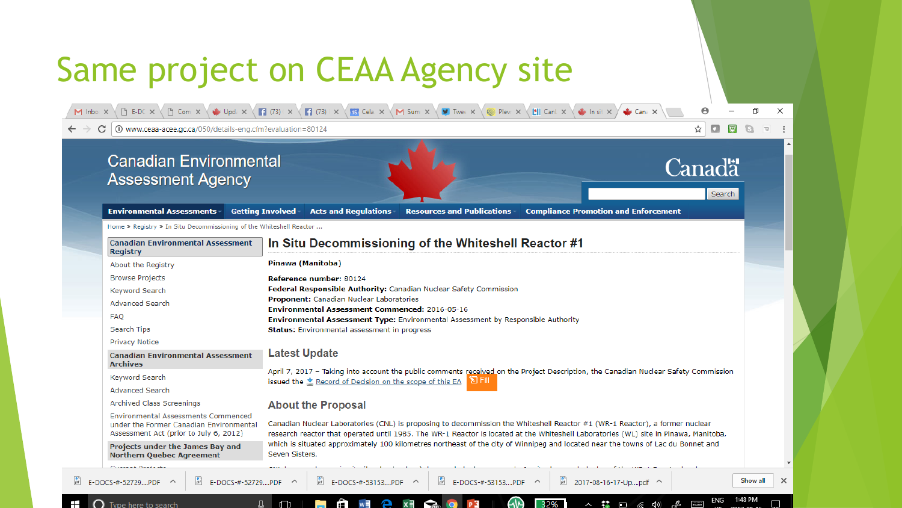# Same project on CEAA Agency site

www.ceaa-acee.gc.ca/050/details-eng.cfm?evaluation=80124

Canadian Environmental Assessment Agency

Canada

Environmental Assessments | Getting Involved | Acts and Regulations | Resources and Publications | Compliance Promotion and Enforcement

Home > Registry > In Situ Decommissioning of the Whiteshell Reactor ...

**Canadian Environmental Assessment Registry**

- About the Registry
- Browse Projects
- Keyword Search
- Advanced Search
- FAQ
- Search Tips
- Privacy Notice

**Canadian Environmental Assessment Archives**

- Keyword Search
- Advanced Search
- Archived Class Screenings
- Environmental Assessments Commenced under the Former Canadian Environmental Assessment Act (prior to July 6, 2012)

**Projects under the James Bay and Northern Quebec Agreement**

## In Situ Decommissioning of the Whiteshell Reactor #1

**Pinawa (Manitoba)**

**Reference number:** 80124
**Federal Responsible Authority:** Canadian Nuclear Safety Commission
**Proponent:** Canadian Nuclear Laboratories
**Environmental Assessment Commenced:** 2016-05-16
**Environmental Assessment Type:** Environmental Assessment by Responsible Authority
**Status:** Environmental assessment in progress

### Latest Update

April 7, 2017 – Taking into account the public comments received on the Project Description, the Canadian Nuclear Safety Commission issued the Record of Decision on the scope of this EA

### About the Proposal

Canadian Nuclear Laboratories (CNL) is proposing to decommission the Whiteshell Reactor #1 (WR-1 Reactor), a former nuclear research reactor that operated until 1985. The WR-1 Reactor is located at the Whiteshell Laboratories (WL) site in Pinawa, Manitoba, which is situated approximately 100 kilometres northeast of the city of Winnipeg and located near the towns of Lac du Bonnet and Seven Sisters.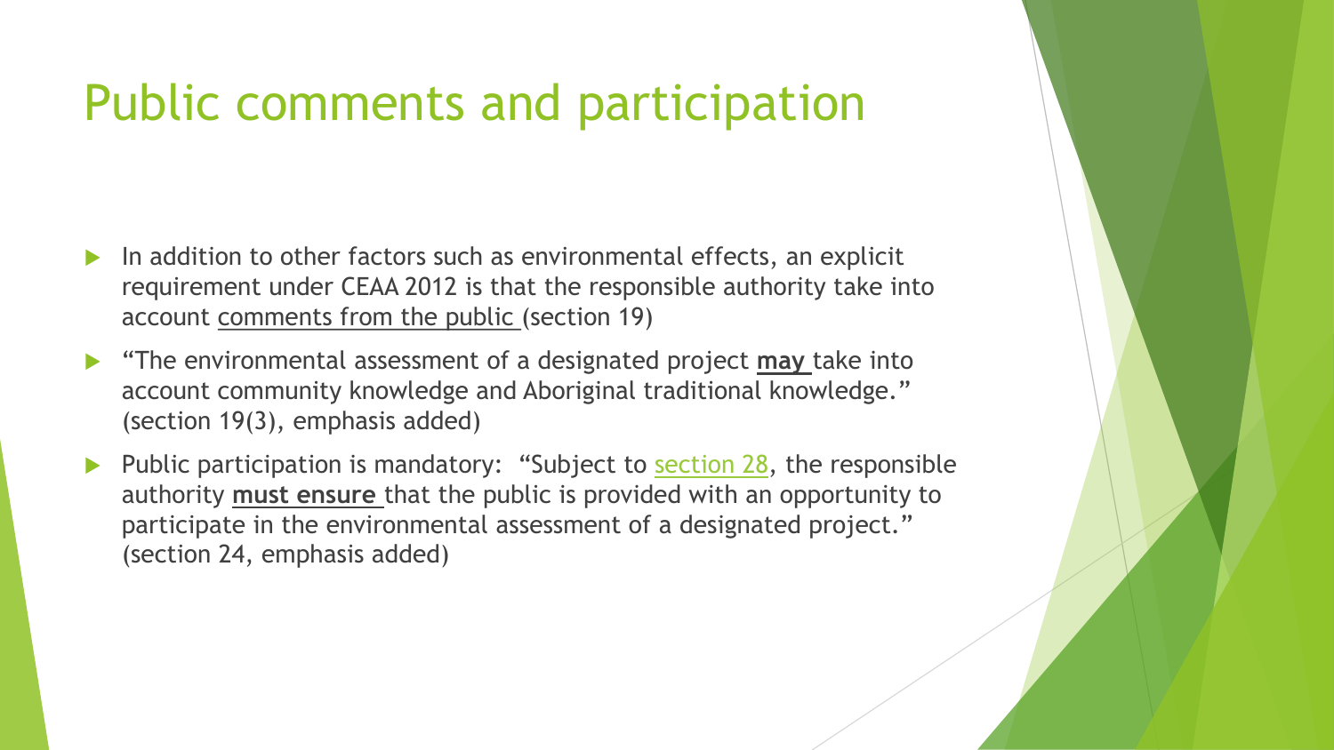# Public comments and participation

- In addition to other factors such as environmental effects, an explicit requirement under CEAA 2012 is that the responsible authority take into account <u>comments from the public</u> (section 19)
- "The environmental assessment of a designated project **<u>may</u>** take into account community knowledge and Aboriginal traditional knowledge." (section 19(3), emphasis added)
- Public participation is mandatory: "Subject to <u>section 28</u>, the responsible authority **<u>must ensure</u>** that the public is provided with an opportunity to participate in the environmental assessment of a designated project." (section 24, emphasis added)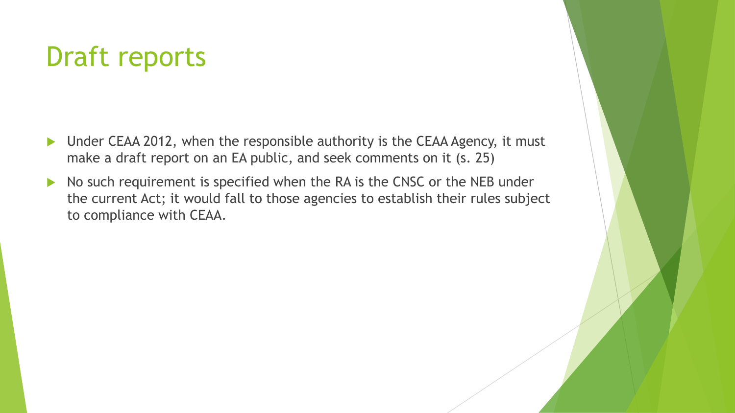# Draft reports

- Under CEAA 2012, when the responsible authority is the CEAA Agency, it must make a draft report on an EA public, and seek comments on it (s. 25)
- No such requirement is specified when the RA is the CNSC or the NEB under the current Act; it would fall to those agencies to establish their rules subject to compliance with CEAA.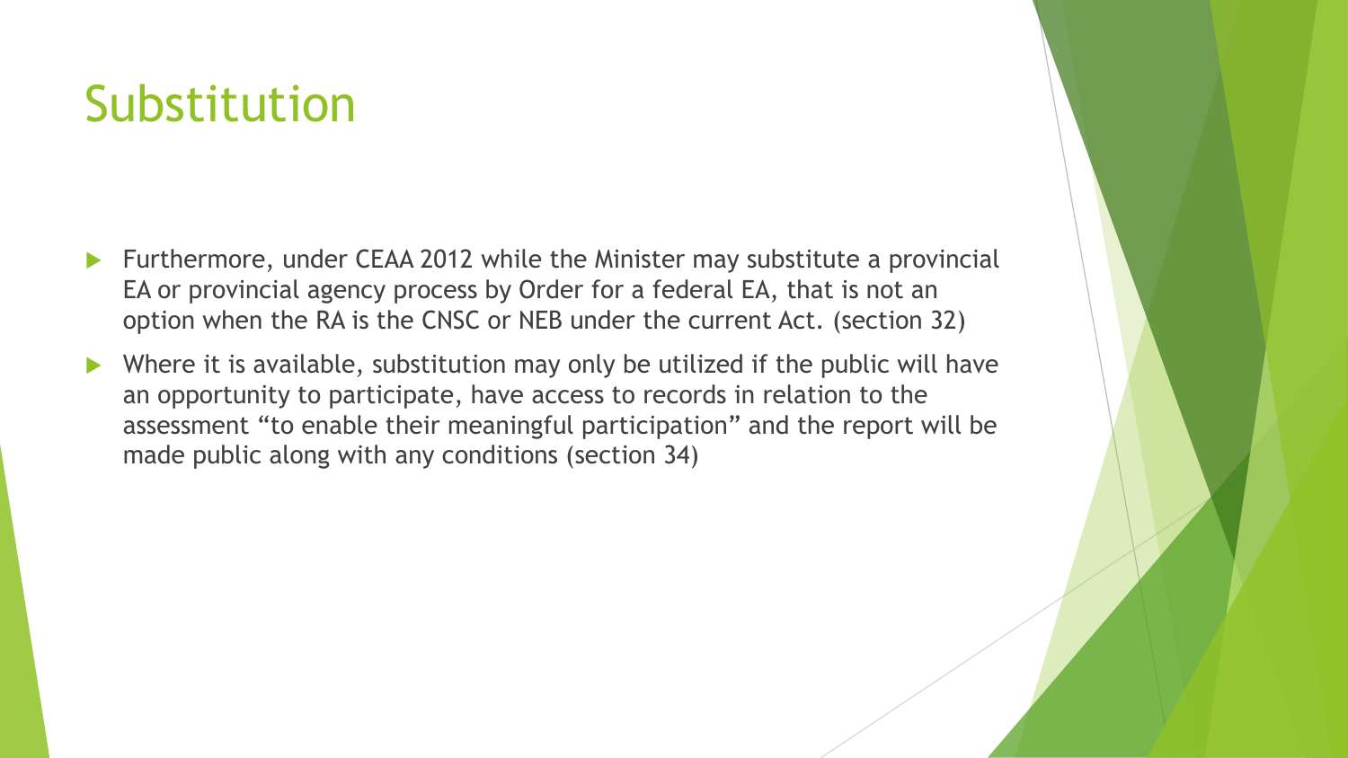# Substitution

- Furthermore, under CEAA 2012 while the Minister may substitute a provincial EA or provincial agency process by Order for a federal EA, that is not an option when the RA is the CNSC or NEB under the current Act. (section 32)
- Where it is available, substitution may only be utilized if the public will have an opportunity to participate, have access to records in relation to the assessment "to enable their meaningful participation" and the report will be made public along with any conditions (section 34)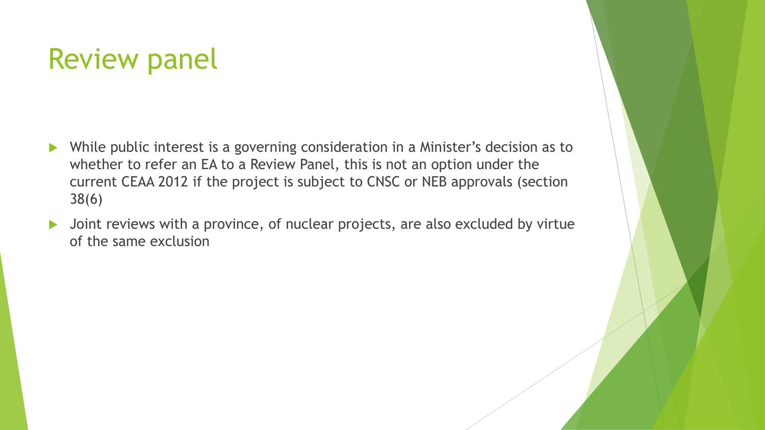# Review panel

- While public interest is a governing consideration in a Minister's decision as to whether to refer an EA to a Review Panel, this is not an option under the current CEAA 2012 if the project is subject to CNSC or NEB approvals (section 38(6)
- Joint reviews with a province, of nuclear projects, are also excluded by virtue of the same exclusion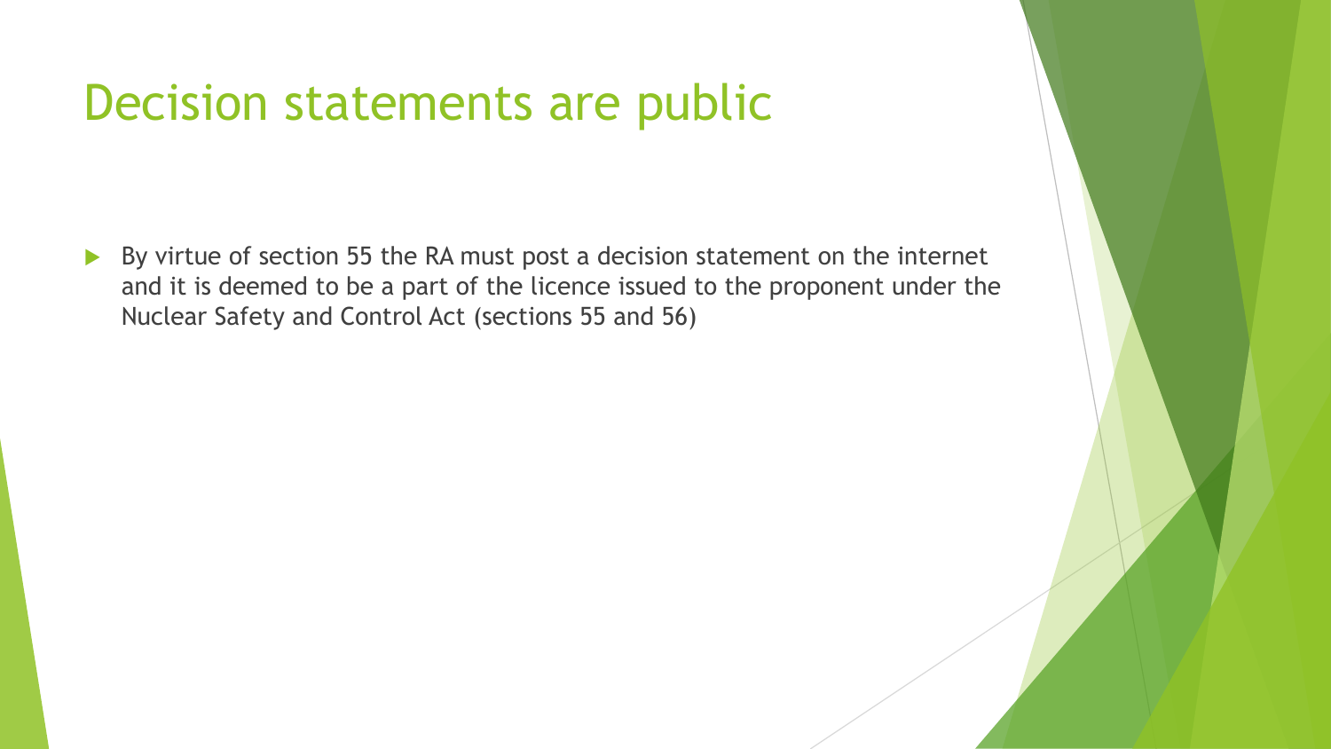# Decision statements are public

- By virtue of section 55 the RA must post a decision statement on the internet and it is deemed to be a part of the licence issued to the proponent under the Nuclear Safety and Control Act (sections 55 and 56)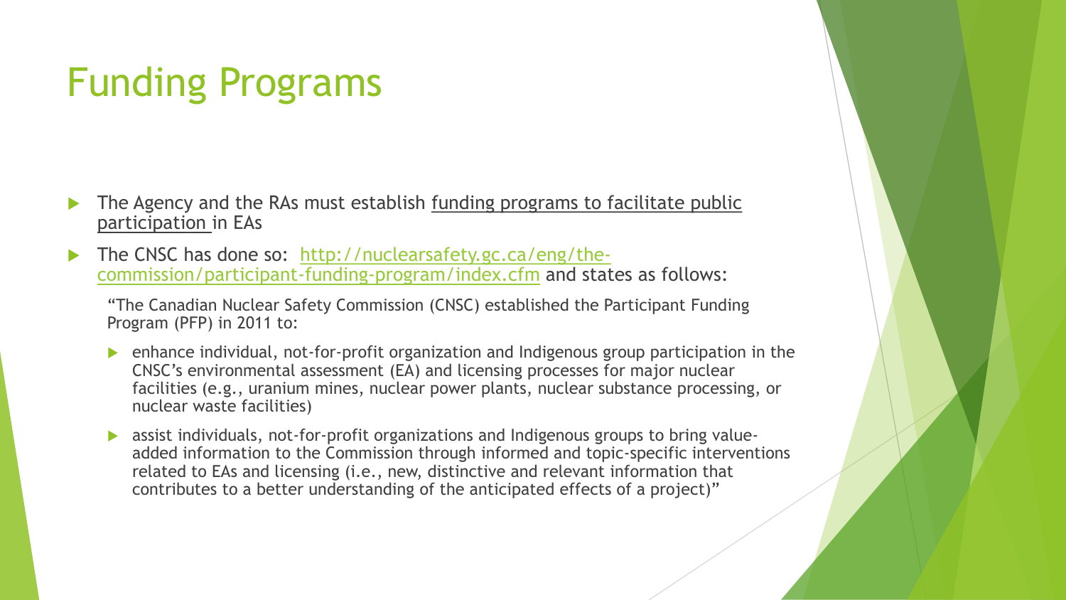# Funding Programs

- The Agency and the RAs must establish funding programs to facilitate public participation in EAs
- The CNSC has done so: http://nuclearsafety.gc.ca/eng/the-commission/participant-funding-program/index.cfm and states as follows:

  "The Canadian Nuclear Safety Commission (CNSC) established the Participant Funding Program (PFP) in 2011 to:

  - enhance individual, not-for-profit organization and Indigenous group participation in the CNSC's environmental assessment (EA) and licensing processes for major nuclear facilities (e.g., uranium mines, nuclear power plants, nuclear substance processing, or nuclear waste facilities)
  - assist individuals, not-for-profit organizations and Indigenous groups to bring value-added information to the Commission through informed and topic-specific interventions related to EAs and licensing (i.e., new, distinctive and relevant information that contributes to a better understanding of the anticipated effects of a project)"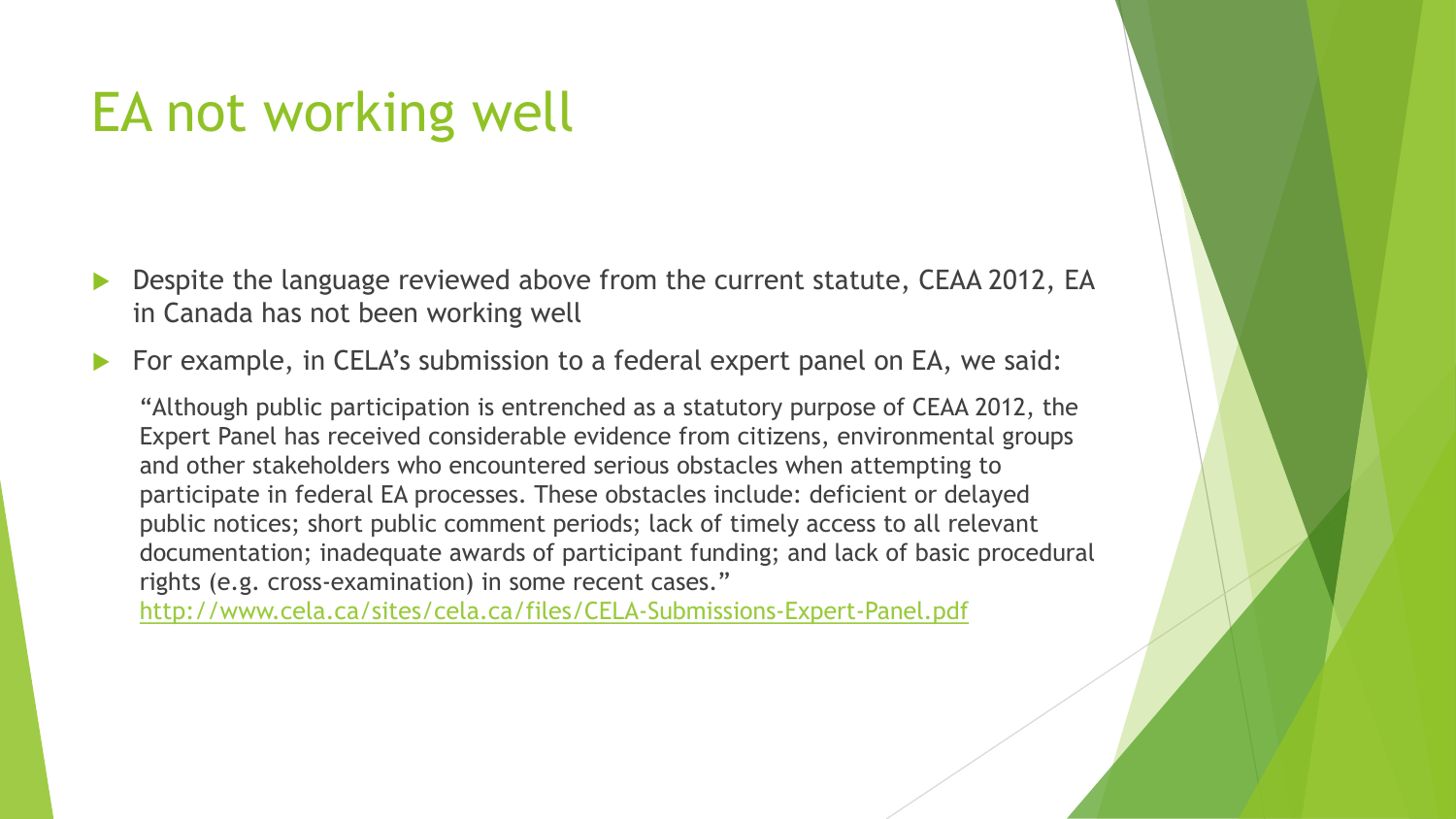# EA not working well

- Despite the language reviewed above from the current statute, CEAA 2012, EA in Canada has not been working well
- For example, in CELA's submission to a federal expert panel on EA, we said:

  "Although public participation is entrenched as a statutory purpose of CEAA 2012, the Expert Panel has received considerable evidence from citizens, environmental groups and other stakeholders who encountered serious obstacles when attempting to participate in federal EA processes. These obstacles include: deficient or delayed public notices; short public comment periods; lack of timely access to all relevant documentation; inadequate awards of participant funding; and lack of basic procedural rights (e.g. cross-examination) in some recent cases."
  http://www.cela.ca/sites/cela.ca/files/CELA-Submissions-Expert-Panel.pdf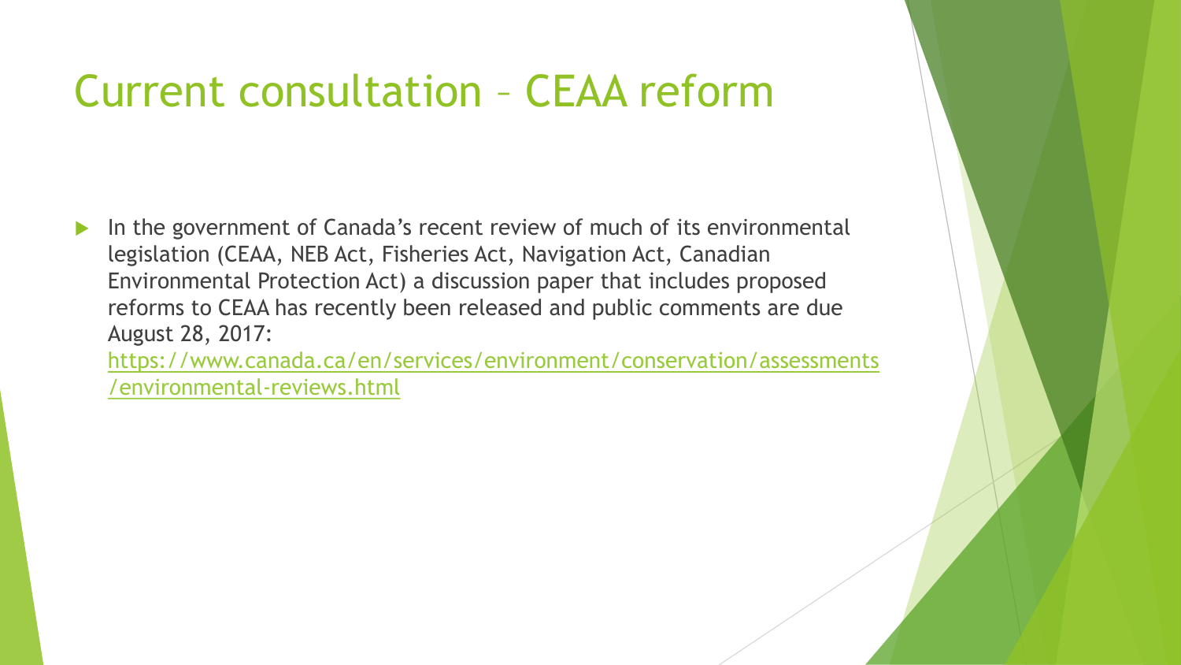# Current consultation – CEAA reform

- In the government of Canada's recent review of much of its environmental legislation (CEAA, NEB Act, Fisheries Act, Navigation Act, Canadian Environmental Protection Act) a discussion paper that includes proposed reforms to CEAA has recently been released and public comments are due August 28, 2017: https://www.canada.ca/en/services/environment/conservation/assessments/environmental-reviews.html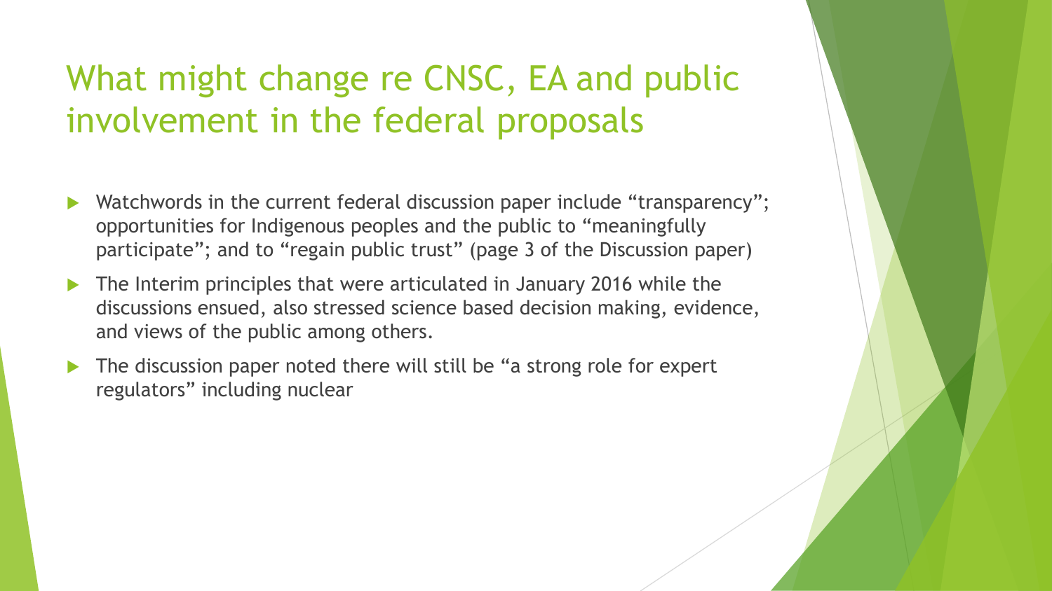# What might change re CNSC, EA and public involvement in the federal proposals

- Watchwords in the current federal discussion paper include "transparency"; opportunities for Indigenous peoples and the public to "meaningfully participate"; and to "regain public trust" (page 3 of the Discussion paper)
- The Interim principles that were articulated in January 2016 while the discussions ensued, also stressed science based decision making, evidence, and views of the public among others.
- The discussion paper noted there will still be "a strong role for expert regulators" including nuclear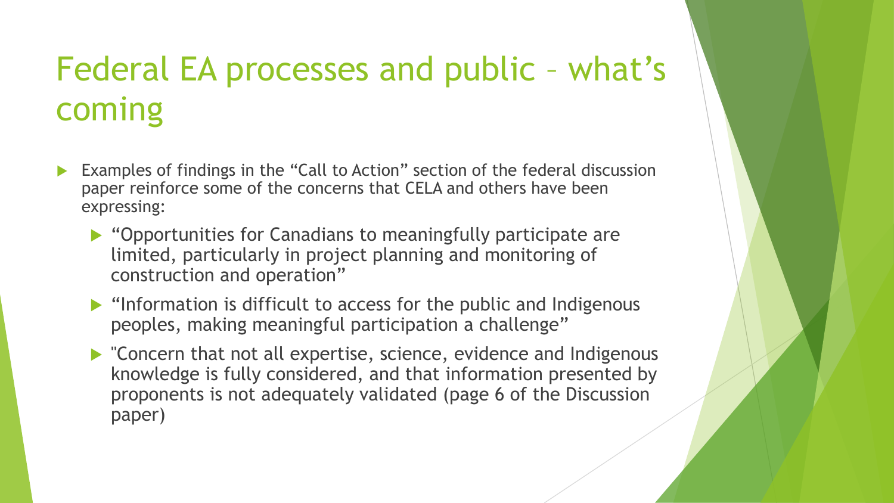# Federal EA processes and public – what's coming

- Examples of findings in the "Call to Action" section of the federal discussion paper reinforce some of the concerns that CELA and others have been expressing:
  - "Opportunities for Canadians to meaningfully participate are limited, particularly in project planning and monitoring of construction and operation"
  - "Information is difficult to access for the public and Indigenous peoples, making meaningful participation a challenge"
  - "Concern that not all expertise, science, evidence and Indigenous knowledge is fully considered, and that information presented by proponents is not adequately validated (page 6 of the Discussion paper)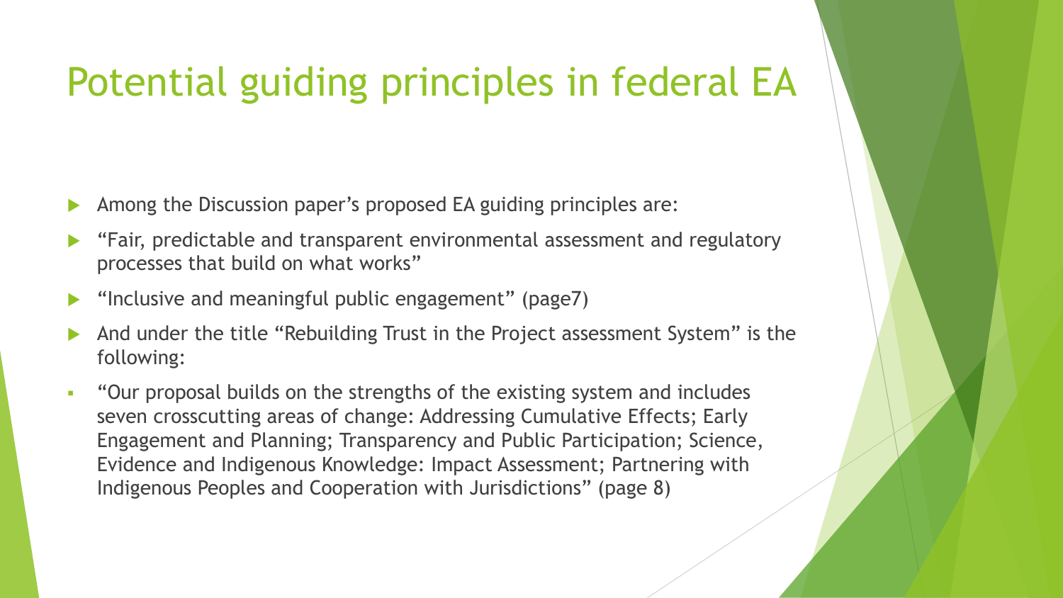# Potential guiding principles in federal EA

- Among the Discussion paper's proposed EA guiding principles are:
- "Fair, predictable and transparent environmental assessment and regulatory processes that build on what works"
- "Inclusive and meaningful public engagement" (page7)
- And under the title "Rebuilding Trust in the Project assessment System" is the following:
  - "Our proposal builds on the strengths of the existing system and includes seven crosscutting areas of change: Addressing Cumulative Effects; Early Engagement and Planning; Transparency and Public Participation; Science, Evidence and Indigenous Knowledge: Impact Assessment; Partnering with Indigenous Peoples and Cooperation with Jurisdictions" (page 8)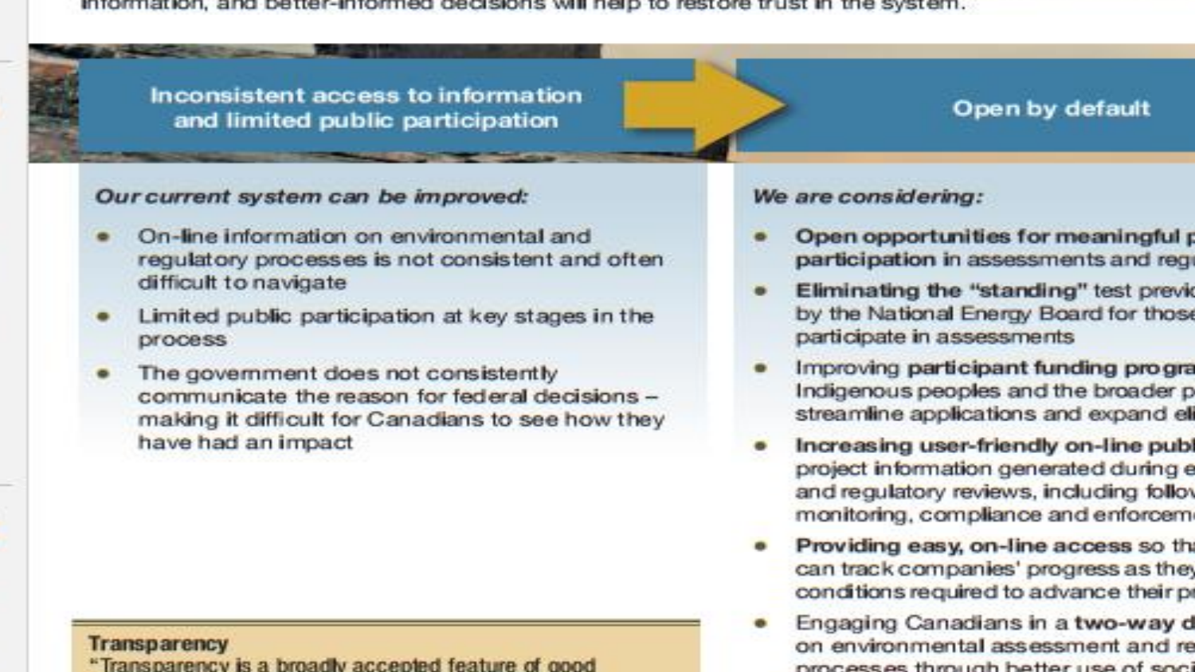information, and better-informed decisions will help to restore trust in the system.

## Inconsistent access to information and limited public participation

*Our current system can be improved:*

- On-line information on environmental and regulatory processes is not consistent and often difficult to navigate
- Limited public participation at key stages in the process
- The government does not consistently communicate the reason for federal decisions – making it difficult for Canadians to see how they have had an impact

## Open by default

*We are considering:*

- **Open opportunities for meaningful p participation** in assessments and reg
- **Eliminating the "standing"** test previo by the National Energy Board for those participate in assessments
- Improving **participant funding progra** Indigenous peoples and the broader p streamline applications and expand eli
- **Increasing user-friendly on-line publ** project information generated during e and regulatory reviews, including follow monitoring, compliance and enforceme
- **Providing easy, on-line access** so tha can track companies' progress as they conditions required to advance their pr
- Engaging Canadians in a **two-way d** on environmental assessment and re processes through better use of soci

**Transparency**

"Transparency is a broadly accepted feature of good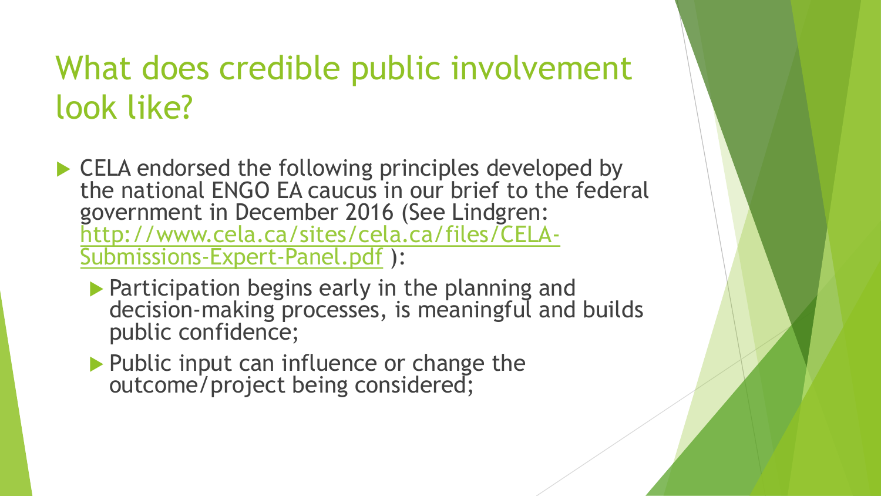# What does credible public involvement look like?

- CELA endorsed the following principles developed by the national ENGO EA caucus in our brief to the federal government in December 2016 (See Lindgren: [http://www.cela.ca/sites/cela.ca/files/CELA-Submissions-Expert-Panel.pdf](http://www.cela.ca/sites/cela.ca/files/CELA-Submissions-Expert-Panel.pdf) ):
  - Participation begins early in the planning and decision-making processes, is meaningful and builds public confidence;
  - Public input can influence or change the outcome/project being considered;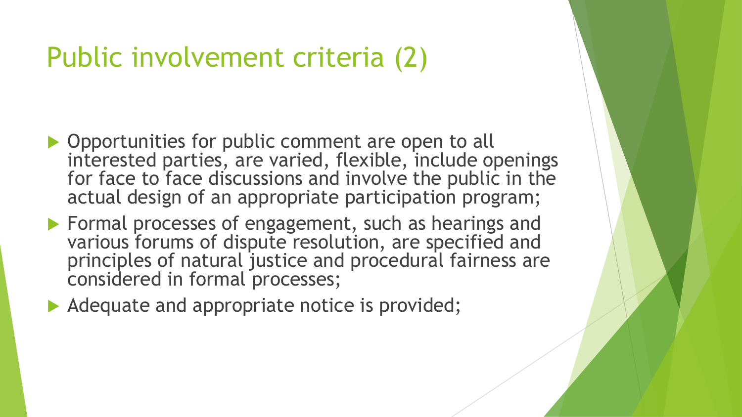# Public involvement criteria (2)

- Opportunities for public comment are open to all interested parties, are varied, flexible, include openings for face to face discussions and involve the public in the actual design of an appropriate participation program;
- Formal processes of engagement, such as hearings and various forums of dispute resolution, are specified and principles of natural justice and procedural fairness are considered in formal processes;
- Adequate and appropriate notice is provided;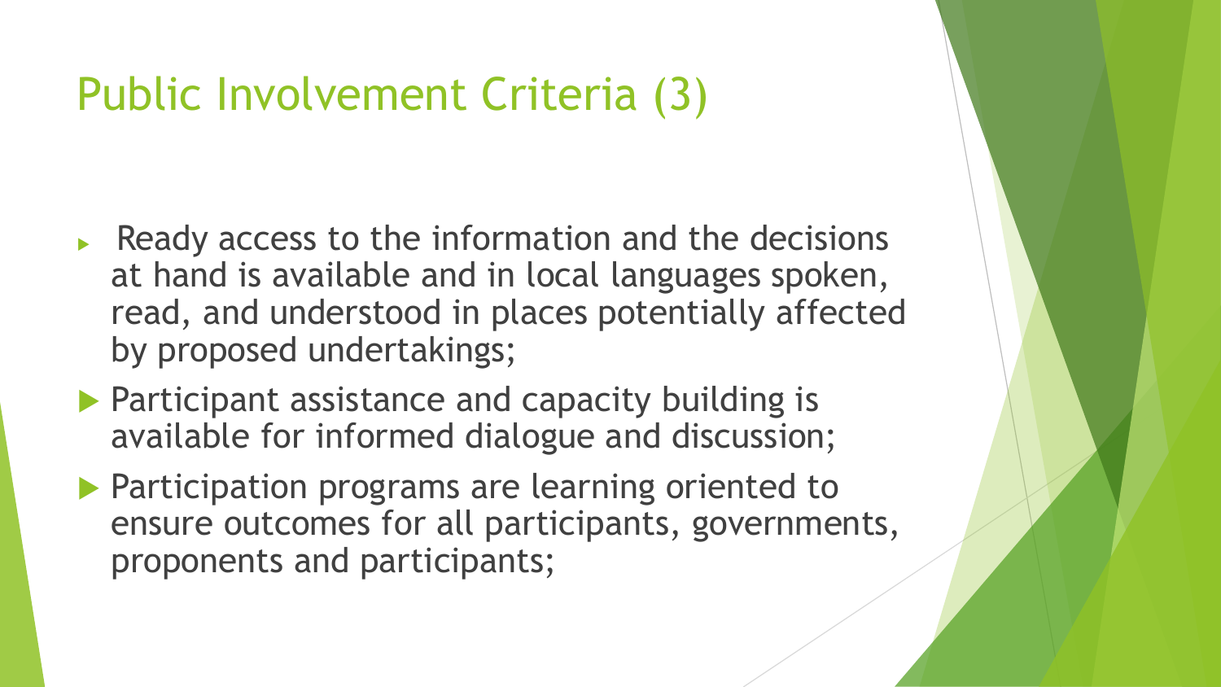# Public Involvement Criteria (3)

- Ready access to the information and the decisions at hand is available and in local languages spoken, read, and understood in places potentially affected by proposed undertakings;
- Participant assistance and capacity building is available for informed dialogue and discussion;
- Participation programs are learning oriented to ensure outcomes for all participants, governments, proponents and participants;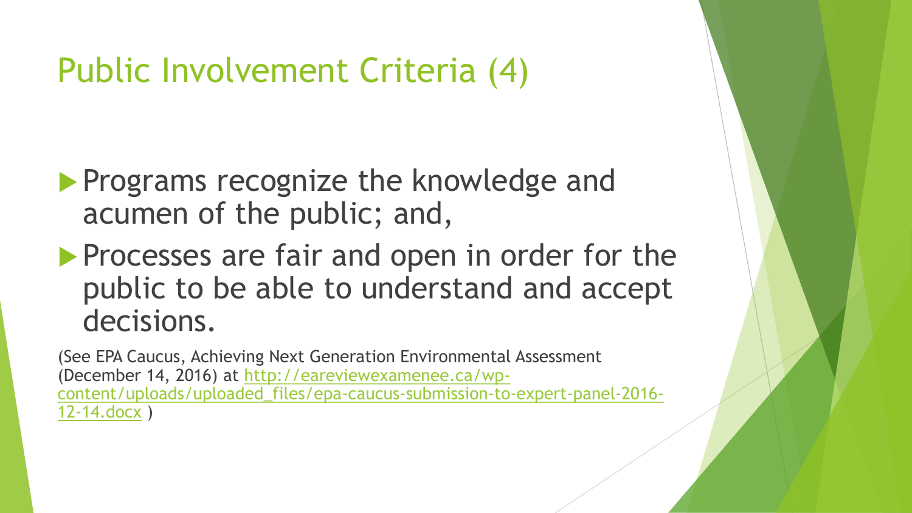# Public Involvement Criteria (4)

- Programs recognize the knowledge and acumen of the public; and,
- Processes are fair and open in order for the public to be able to understand and accept decisions.

(See EPA Caucus, Achieving Next Generation Environmental Assessment (December 14, 2016) at http://eareviewexamenee.ca/wp-content/uploads/uploaded_files/epa-caucus-submission-to-expert-panel-2016-12-14.docx )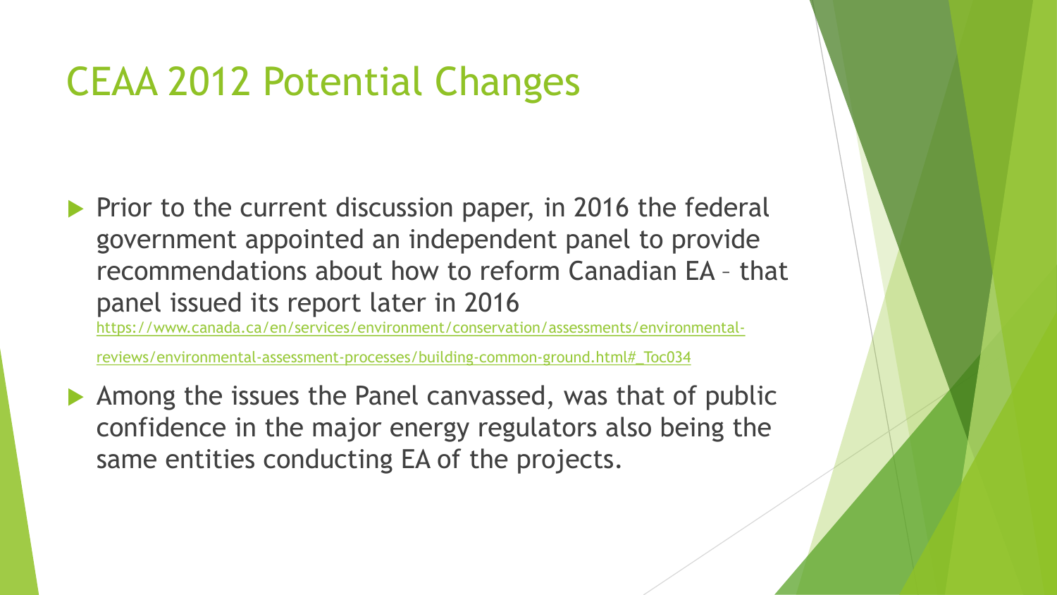# CEAA 2012 Potential Changes

- Prior to the current discussion paper, in 2016 the federal government appointed an independent panel to provide recommendations about how to reform Canadian EA – that panel issued its report later in 2016 https://www.canada.ca/en/services/environment/conservation/assessments/environmental-reviews/environmental-assessment-processes/building-common-ground.html#_Toc034
- Among the issues the Panel canvassed, was that of public confidence in the major energy regulators also being the same entities conducting EA of the projects.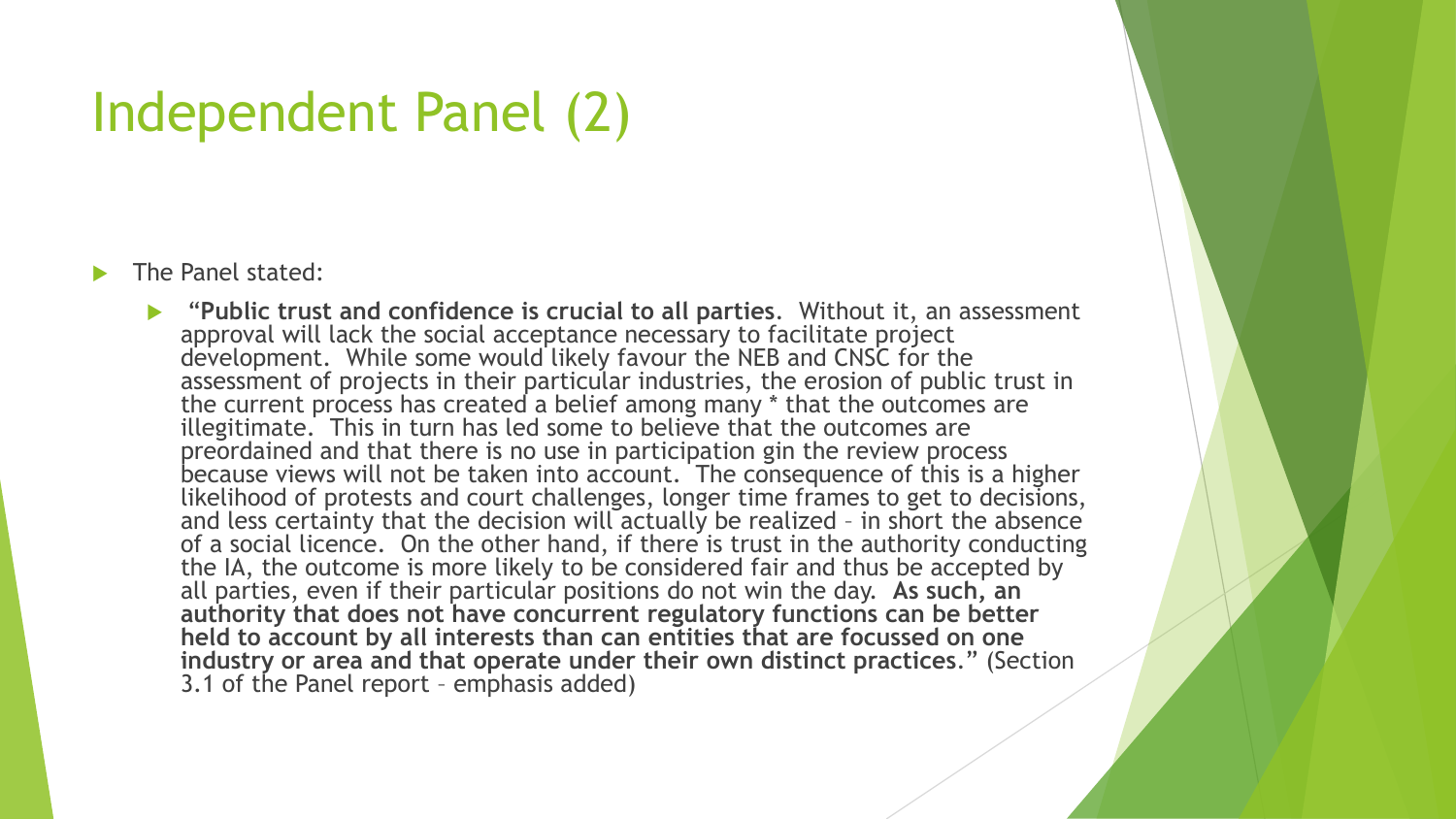# Independent Panel (2)

- The Panel stated:
  - "**Public trust and confidence is crucial to all parties**. Without it, an assessment approval will lack the social acceptance necessary to facilitate project development. While some would likely favour the NEB and CNSC for the assessment of projects in their particular industries, the erosion of public trust in the current process has created a belief among many * that the outcomes are illegitimate. This in turn has led some to believe that the outcomes are preordained and that there is no use in participation gin the review process because views will not be taken into account. The consequence of this is a higher likelihood of protests and court challenges, longer time frames to get to decisions, and less certainty that the decision will actually be realized – in short the absence of a social licence. On the other hand, if there is trust in the authority conducting the IA, the outcome is more likely to be considered fair and thus be accepted by all parties, even if their particular positions do not win the day. **As such, an authority that does not have concurrent regulatory functions can be better held to account by all interests than can entities that are focussed on one industry or area and that operate under their own distinct practices**." (Section 3.1 of the Panel report – emphasis added)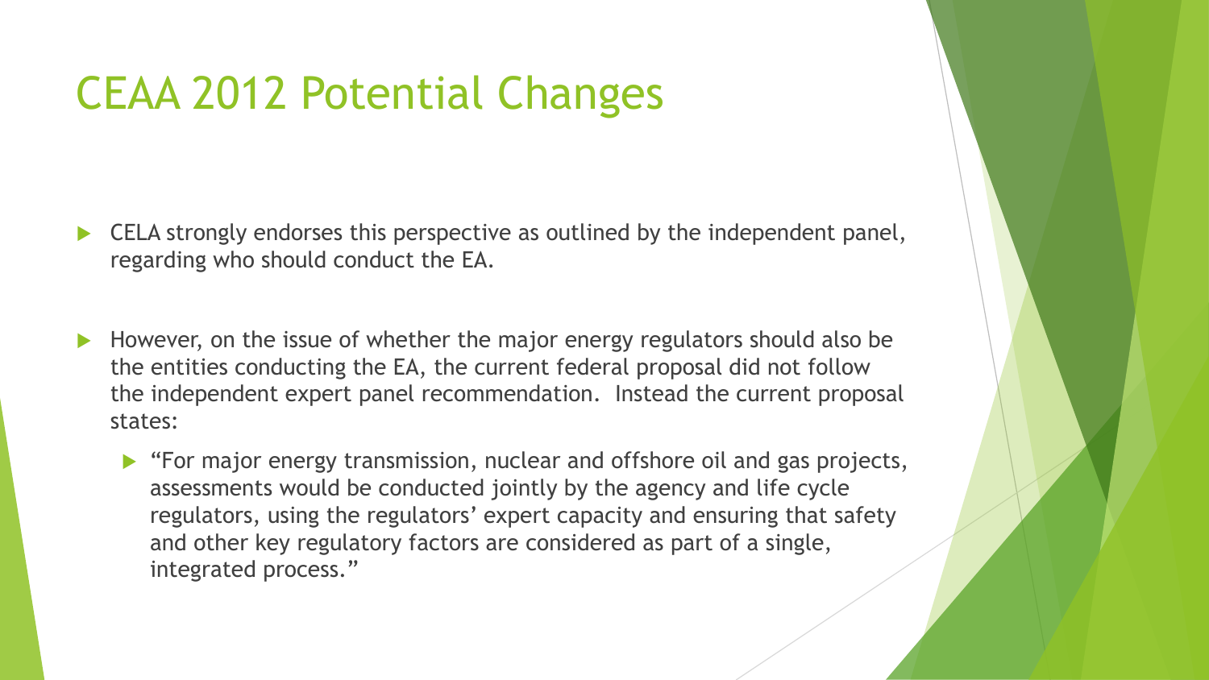# CEAA 2012 Potential Changes

- CELA strongly endorses this perspective as outlined by the independent panel, regarding who should conduct the EA.
- However, on the issue of whether the major energy regulators should also be the entities conducting the EA, the current federal proposal did not follow the independent expert panel recommendation. Instead the current proposal states:
  - "For major energy transmission, nuclear and offshore oil and gas projects, assessments would be conducted jointly by the agency and life cycle regulators, using the regulators' expert capacity and ensuring that safety and other key regulatory factors are considered as part of a single, integrated process."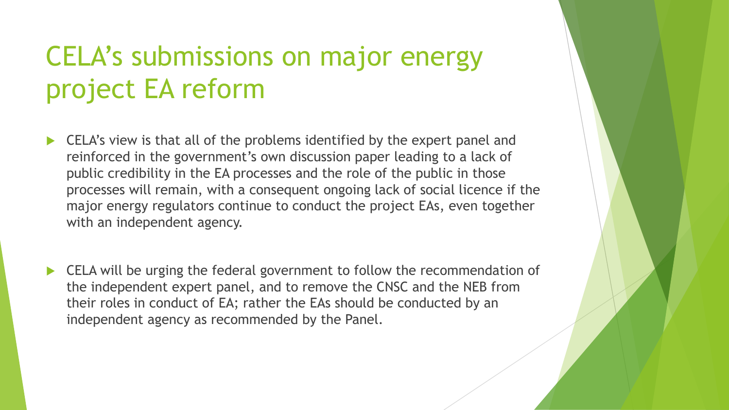# CELA's submissions on major energy project EA reform

- CELA's view is that all of the problems identified by the expert panel and reinforced in the government's own discussion paper leading to a lack of public credibility in the EA processes and the role of the public in those processes will remain, with a consequent ongoing lack of social licence if the major energy regulators continue to conduct the project EAs, even together with an independent agency.

- CELA will be urging the federal government to follow the recommendation of the independent expert panel, and to remove the CNSC and the NEB from their roles in conduct of EA; rather the EAs should be conducted by an independent agency as recommended by the Panel.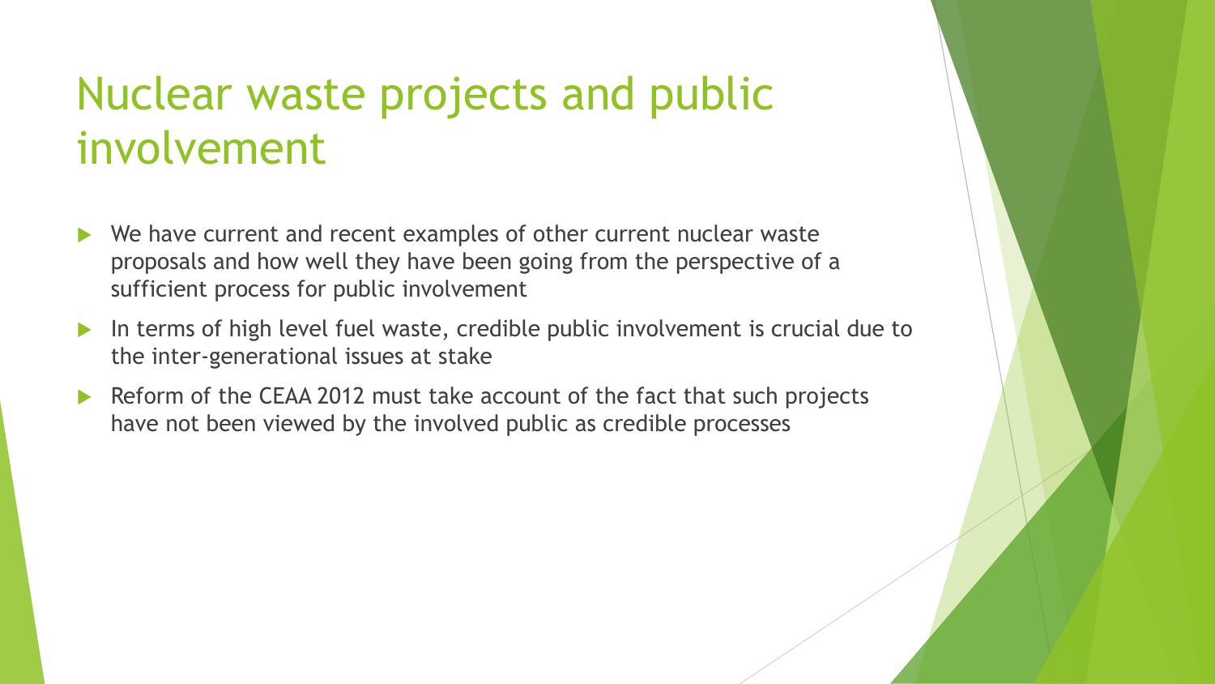# Nuclear waste projects and public involvement

- We have current and recent examples of other current nuclear waste proposals and how well they have been going from the perspective of a sufficient process for public involvement
- In terms of high level fuel waste, credible public involvement is crucial due to the inter-generational issues at stake
- Reform of the CEAA 2012 must take account of the fact that such projects have not been viewed by the involved public as credible processes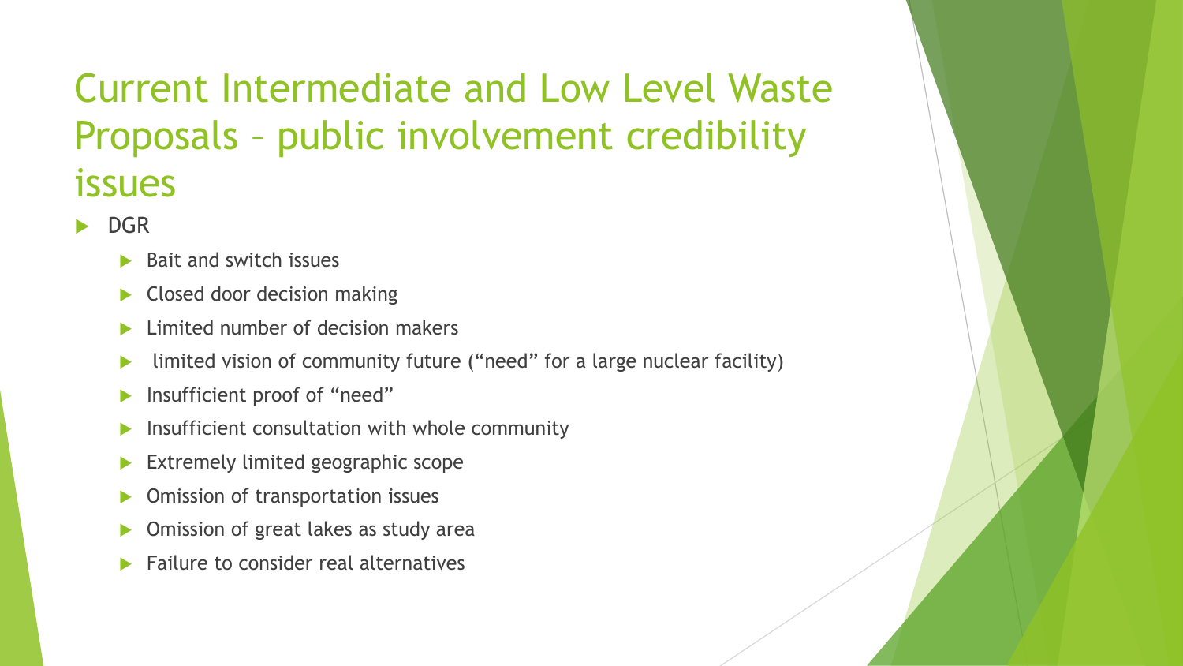# Current Intermediate and Low Level Waste Proposals – public involvement credibility issues

- DGR
  - Bait and switch issues
  - Closed door decision making
  - Limited number of decision makers
  - limited vision of community future (“need” for a large nuclear facility)
  - Insufficient proof of “need”
  - Insufficient consultation with whole community
  - Extremely limited geographic scope
  - Omission of transportation issues
  - Omission of great lakes as study area
  - Failure to consider real alternatives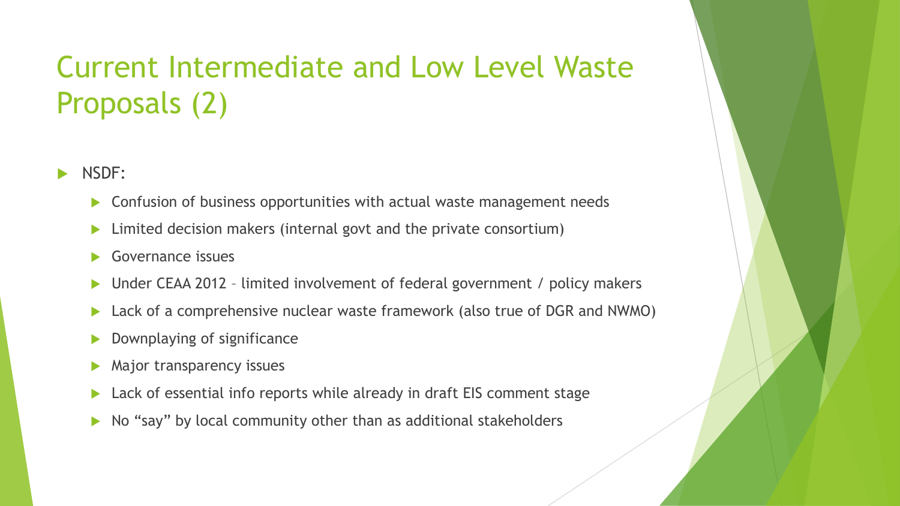# Current Intermediate and Low Level Waste Proposals (2)

- NSDF:
  - Confusion of business opportunities with actual waste management needs
  - Limited decision makers (internal govt and the private consortium)
  - Governance issues
  - Under CEAA 2012 – limited involvement of federal government / policy makers
  - Lack of a comprehensive nuclear waste framework (also true of DGR and NWMO)
  - Downplaying of significance
  - Major transparency issues
  - Lack of essential info reports while already in draft EIS comment stage
  - No "say" by local community other than as additional stakeholders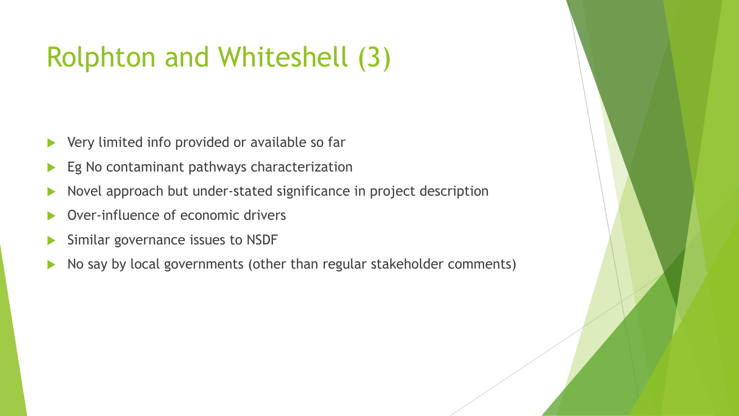# Rolphton and Whiteshell (3)

- Very limited info provided or available so far
- Eg No contaminant pathways characterization
- Novel approach but under-stated significance in project description
- Over-influence of economic drivers
- Similar governance issues to NSDF
- No say by local governments (other than regular stakeholder comments)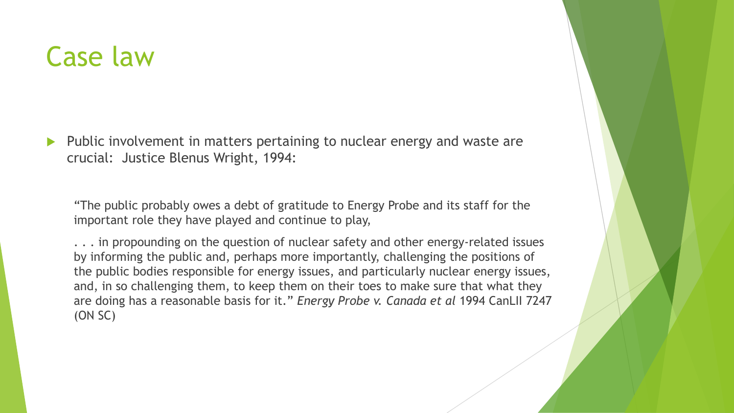# Case law

- Public involvement in matters pertaining to nuclear energy and waste are crucial: Justice Blenus Wright, 1994:

  "The public probably owes a debt of gratitude to Energy Probe and its staff for the important role they have played and continue to play,

  . . . in propounding on the question of nuclear safety and other energy-related issues by informing the public and, perhaps more importantly, challenging the positions of the public bodies responsible for energy issues, and particularly nuclear energy issues, and, in so challenging them, to keep them on their toes to make sure that what they are doing has a reasonable basis for it." *Energy Probe v. Canada et al* 1994 CanLII 7247 (ON SC)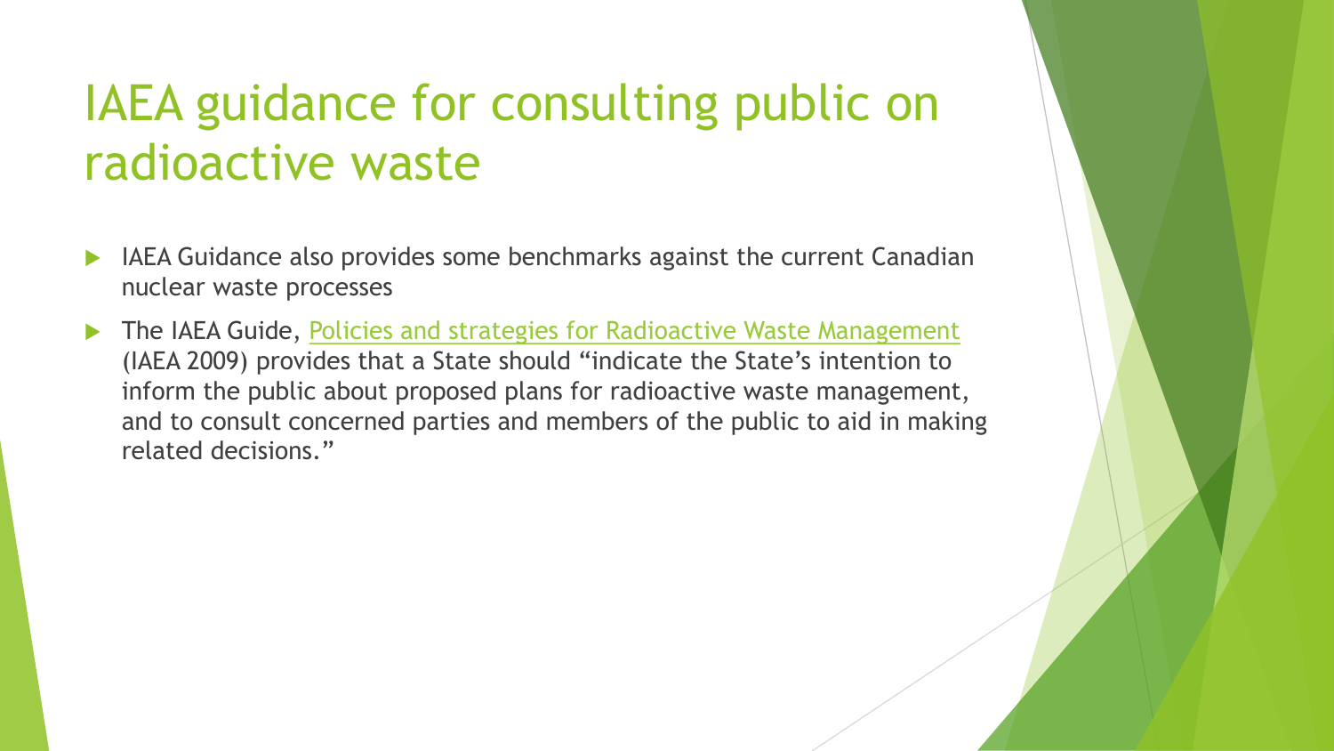# IAEA guidance for consulting public on radioactive waste

- IAEA Guidance also provides some benchmarks against the current Canadian nuclear waste processes
- The IAEA Guide, Policies and strategies for Radioactive Waste Management (IAEA 2009) provides that a State should "indicate the State's intention to inform the public about proposed plans for radioactive waste management, and to consult concerned parties and members of the public to aid in making related decisions."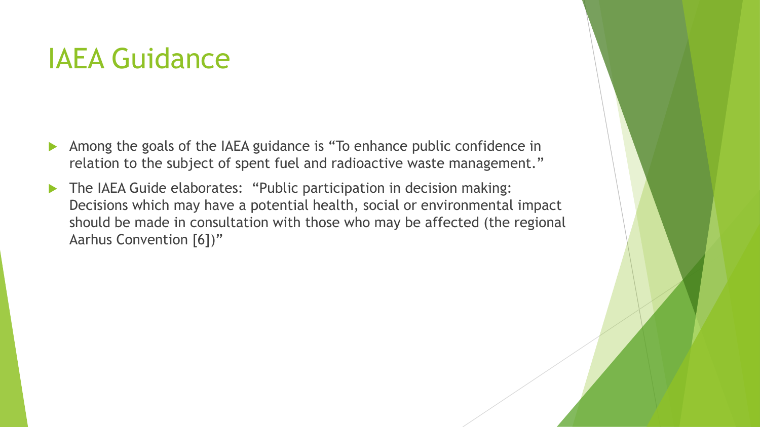# IAEA Guidance

- Among the goals of the IAEA guidance is "To enhance public confidence in relation to the subject of spent fuel and radioactive waste management."
- The IAEA Guide elaborates: "Public participation in decision making: Decisions which may have a potential health, social or environmental impact should be made in consultation with those who may be affected (the regional Aarhus Convention [6])"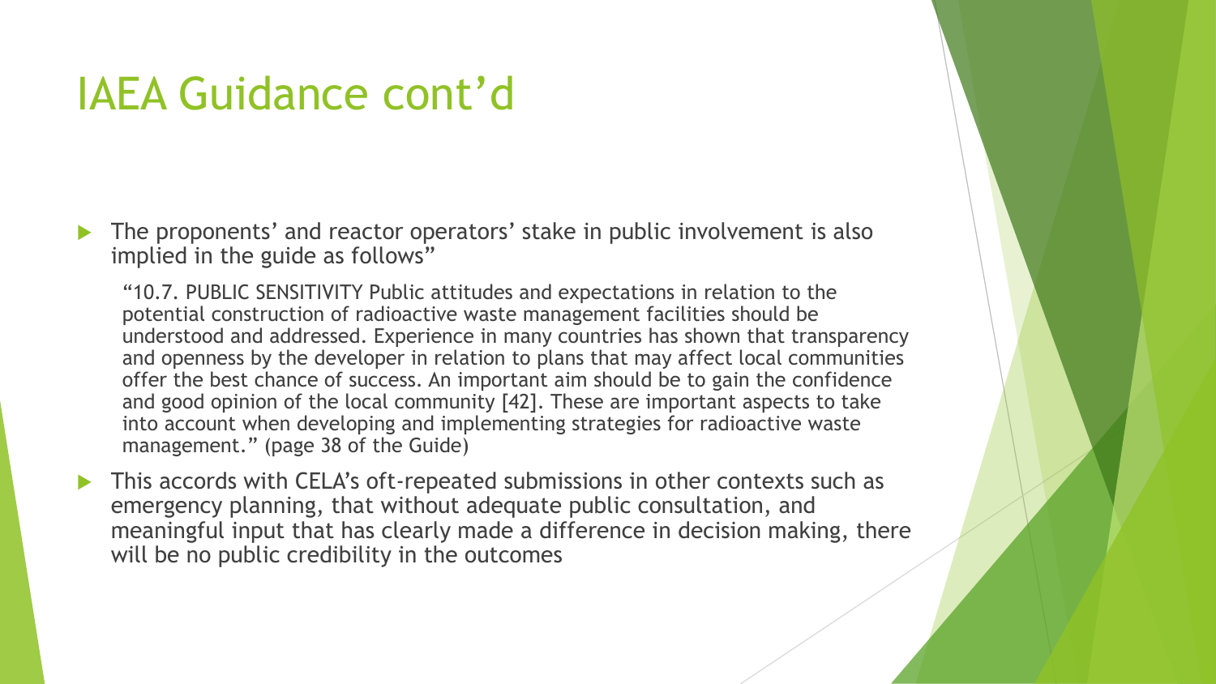# IAEA Guidance cont'd

- The proponents' and reactor operators' stake in public involvement is also implied in the guide as follows"

  "10.7. PUBLIC SENSITIVITY Public attitudes and expectations in relation to the potential construction of radioactive waste management facilities should be understood and addressed. Experience in many countries has shown that transparency and openness by the developer in relation to plans that may affect local communities offer the best chance of success. An important aim should be to gain the confidence and good opinion of the local community [42]. These are important aspects to take into account when developing and implementing strategies for radioactive waste management." (page 38 of the Guide)

- This accords with CELA's oft-repeated submissions in other contexts such as emergency planning, that without adequate public consultation, and meaningful input that has clearly made a difference in decision making, there will be no public credibility in the outcomes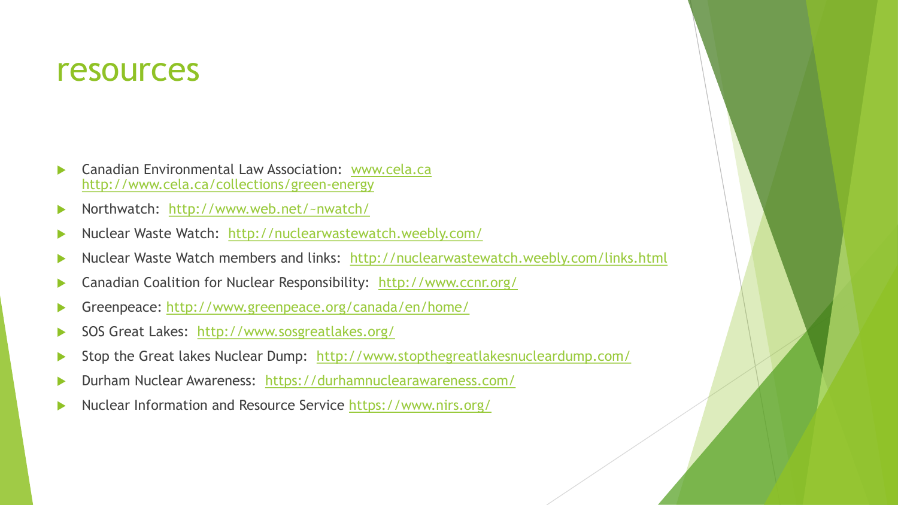# resources

- Canadian Environmental Law Association: www.cela.ca http://www.cela.ca/collections/green-energy
- Northwatch: http://www.web.net/~nwatch/
- Nuclear Waste Watch: http://nuclearwastewatch.weebly.com/
- Nuclear Waste Watch members and links: http://nuclearwastewatch.weebly.com/links.html
- Canadian Coalition for Nuclear Responsibility: http://www.ccnr.org/
- Greenpeace: http://www.greenpeace.org/canada/en/home/
- SOS Great Lakes: http://www.sosgreatlakes.org/
- Stop the Great lakes Nuclear Dump: http://www.stopthegreatlakesnucleardump.com/
- Durham Nuclear Awareness: https://durhamnuclearawareness.com/
- Nuclear Information and Resource Service https://www.nirs.org/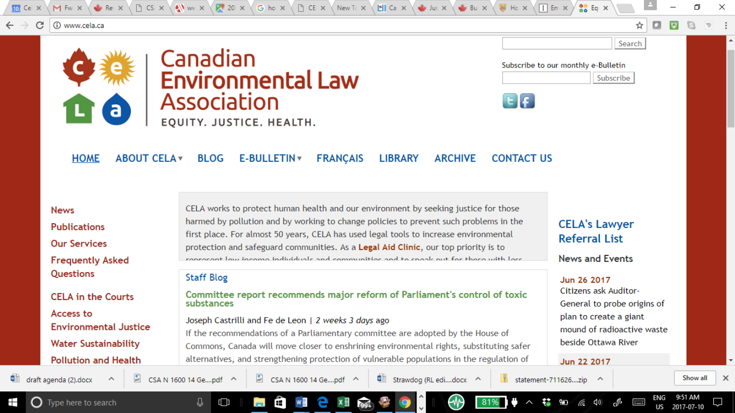www.cela.ca

Search

Subscribe to our monthly e-Bulletin

Subscribe

# Canadian Environmental Law Association

EQUITY. JUSTICE. HEALTH.

HOME | ABOUT CELA | BLOG | E-BULLETIN | FRANÇAIS | LIBRARY | ARCHIVE | CONTACT US

- News
- Publications
- Our Services
- Frequently Asked Questions
- CELA in the Courts
- Access to Environmental Justice
- Water Sustainability
- Pollution and Health

CELA works to protect human health and our environment by seeking justice for those harmed by pollution and by working to change policies to prevent such problems in the first place. For almost 50 years, CELA has used legal tools to increase environmental protection and safeguard communities. As a **Legal Aid Clinic**, our top priority is to represent low-income individuals and communities and to speak out for those with less

## Staff Blog

### Committee report recommends major reform of Parliament's control of toxic substances

Joseph Castrilli and Fe de Leon | *2 weeks 3 days* ago

If the recommendations of a Parliamentary committee are adopted by the House of Commons, Canada will move closer to enshrining environmental rights, substituting safer alternatives, and strengthening protection of vulnerable populations in the regulation of

## CELA's Lawyer Referral List

### News and Events

**Jun 26 2017**
Citizens ask Auditor-General to probe origins of plan to create a giant mound of radioactive waste beside Ottawa River

**Jun 22 2017**